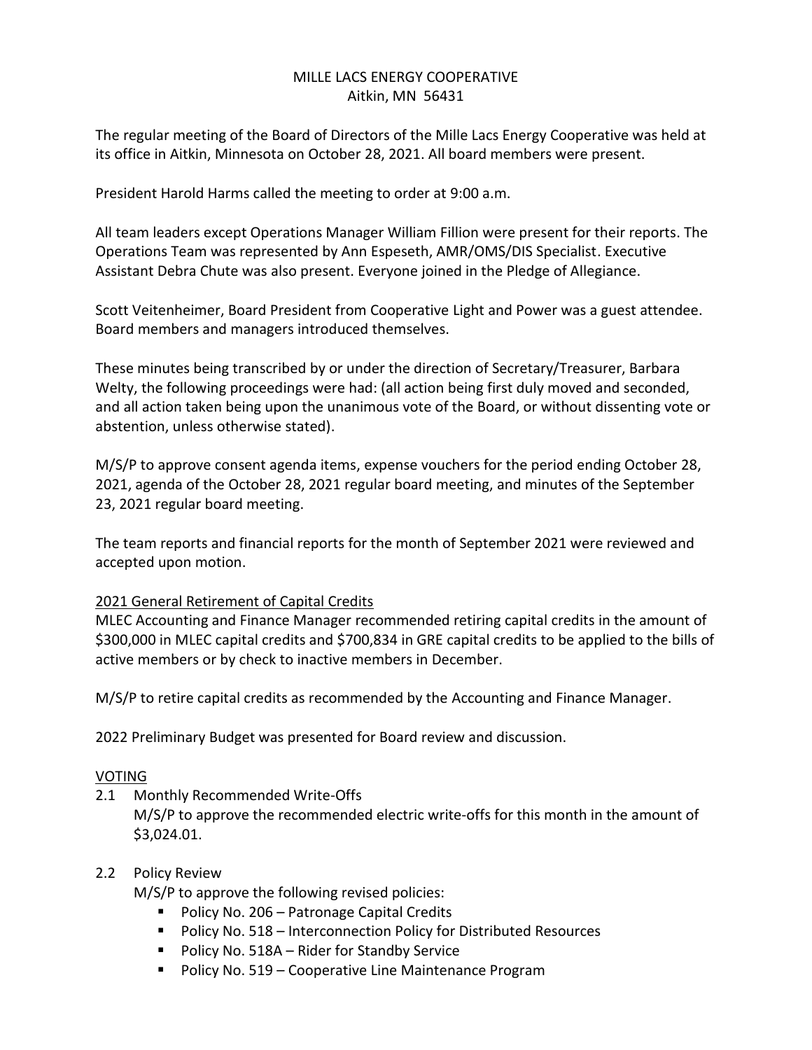MILLE LACS ENERGY COOPERATIVE
Aitkin, MN 56431

The regular meeting of the Board of Directors of the Mille Lacs Energy Cooperative was held at its office in Aitkin, Minnesota on October 28, 2021. All board members were present.

President Harold Harms called the meeting to order at 9:00 a.m.

All team leaders except Operations Manager William Fillion were present for their reports. The Operations Team was represented by Ann Espeseth, AMR/OMS/DIS Specialist. Executive Assistant Debra Chute was also present. Everyone joined in the Pledge of Allegiance.

Scott Veitenheimer, Board President from Cooperative Light and Power was a guest attendee. Board members and managers introduced themselves.

These minutes being transcribed by or under the direction of Secretary/Treasurer, Barbara Welty, the following proceedings were had: (all action being first duly moved and seconded, and all action taken being upon the unanimous vote of the Board, or without dissenting vote or abstention, unless otherwise stated).

M/S/P to approve consent agenda items, expense vouchers for the period ending October 28, 2021, agenda of the October 28, 2021 regular board meeting, and minutes of the September 23, 2021 regular board meeting.

The team reports and financial reports for the month of September 2021 were reviewed and accepted upon motion.

<u>2021 General Retirement of Capital Credits</u>
MLEC Accounting and Finance Manager recommended retiring capital credits in the amount of $300,000 in MLEC capital credits and $700,834 in GRE capital credits to be applied to the bills of active members or by check to inactive members in December.

M/S/P to retire capital credits as recommended by the Accounting and Finance Manager.

2022 Preliminary Budget was presented for Board review and discussion.

<u>VOTING</u>

2.1 Monthly Recommended Write-Offs
M/S/P to approve the recommended electric write-offs for this month in the amount of $3,024.01.

2.2 Policy Review
M/S/P to approve the following revised policies:
- Policy No. 206 – Patronage Capital Credits
- Policy No. 518 – Interconnection Policy for Distributed Resources
- Policy No. 518A – Rider for Standby Service
- Policy No. 519 – Cooperative Line Maintenance Program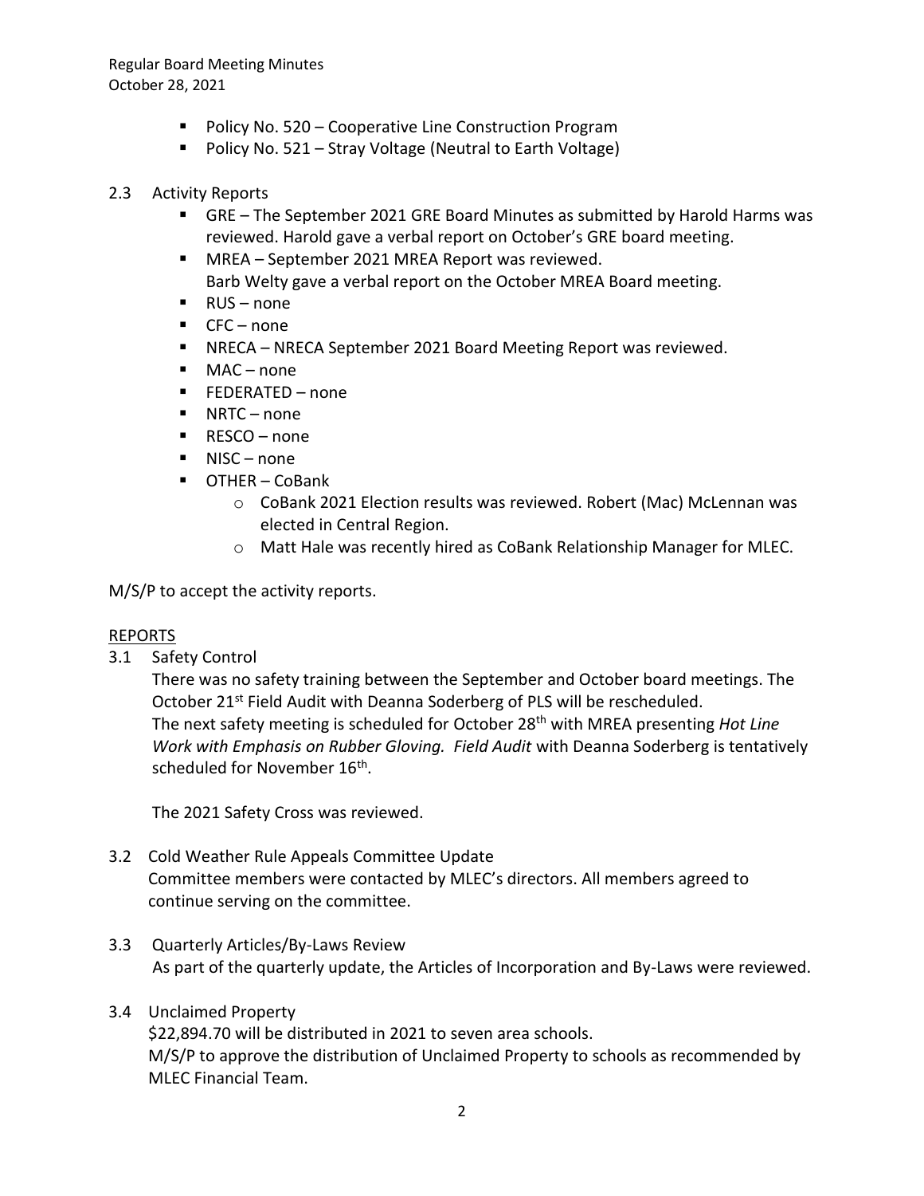- Policy No. 520 – Cooperative Line Construction Program
- Policy No. 521 – Stray Voltage (Neutral to Earth Voltage)

2.3 Activity Reports

- GRE – The September 2021 GRE Board Minutes as submitted by Harold Harms was reviewed. Harold gave a verbal report on October's GRE board meeting.
- MREA – September 2021 MREA Report was reviewed. Barb Welty gave a verbal report on the October MREA Board meeting.
- RUS – none
- CFC – none
- NRECA – NRECA September 2021 Board Meeting Report was reviewed.
- MAC – none
- FEDERATED – none
- NRTC – none
- RESCO – none
- NISC – none
- OTHER – CoBank
  - CoBank 2021 Election results was reviewed. Robert (Mac) McLennan was elected in Central Region.
  - Matt Hale was recently hired as CoBank Relationship Manager for MLEC.

M/S/P to accept the activity reports.

REPORTS

3.1 Safety Control

There was no safety training between the September and October board meetings. The October 21st Field Audit with Deanna Soderberg of PLS will be rescheduled. The next safety meeting is scheduled for October 28th with MREA presenting *Hot Line Work with Emphasis on Rubber Gloving. Field Audit* with Deanna Soderberg is tentatively scheduled for November 16th.

The 2021 Safety Cross was reviewed.

3.2 Cold Weather Rule Appeals Committee Update

Committee members were contacted by MLEC's directors. All members agreed to continue serving on the committee.

3.3 Quarterly Articles/By-Laws Review

As part of the quarterly update, the Articles of Incorporation and By-Laws were reviewed.

3.4 Unclaimed Property

$22,894.70 will be distributed in 2021 to seven area schools.
M/S/P to approve the distribution of Unclaimed Property to schools as recommended by MLEC Financial Team.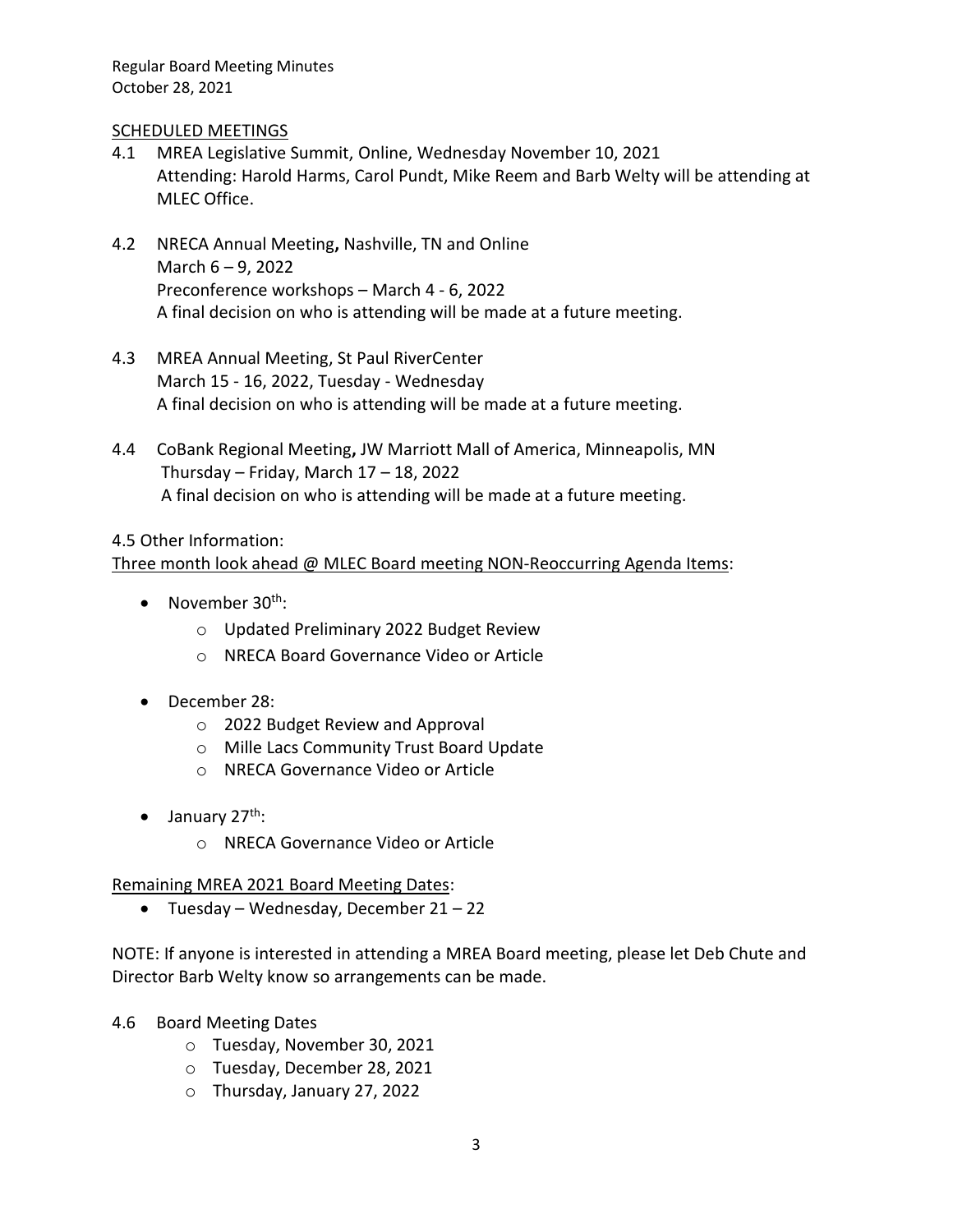## SCHEDULED MEETINGS

4.1 MREA Legislative Summit, Online, Wednesday November 10, 2021
Attending: Harold Harms, Carol Pundt, Mike Reem and Barb Welty will be attending at MLEC Office.

4.2 NRECA Annual Meeting**,** Nashville, TN and Online
March 6 – 9, 2022
Preconference workshops – March 4 - 6, 2022
A final decision on who is attending will be made at a future meeting.

4.3 MREA Annual Meeting, St Paul RiverCenter
March 15 - 16, 2022, Tuesday - Wednesday
A final decision on who is attending will be made at a future meeting.

4.4 CoBank Regional Meeting**,** JW Marriott Mall of America, Minneapolis, MN
Thursday – Friday, March 17 – 18, 2022
A final decision on who is attending will be made at a future meeting.

4.5 Other Information:

Three month look ahead @ MLEC Board meeting NON-Reoccurring Agenda Items:

- November 30th:
  - Updated Preliminary 2022 Budget Review
  - NRECA Board Governance Video or Article
- December 28:
  - 2022 Budget Review and Approval
  - Mille Lacs Community Trust Board Update
  - NRECA Governance Video or Article
- January 27th:
  - NRECA Governance Video or Article

Remaining MREA 2021 Board Meeting Dates:

- Tuesday – Wednesday, December 21 – 22

NOTE: If anyone is interested in attending a MREA Board meeting, please let Deb Chute and Director Barb Welty know so arrangements can be made.

4.6 Board Meeting Dates
  - Tuesday, November 30, 2021
  - Tuesday, December 28, 2021
  - Thursday, January 27, 2022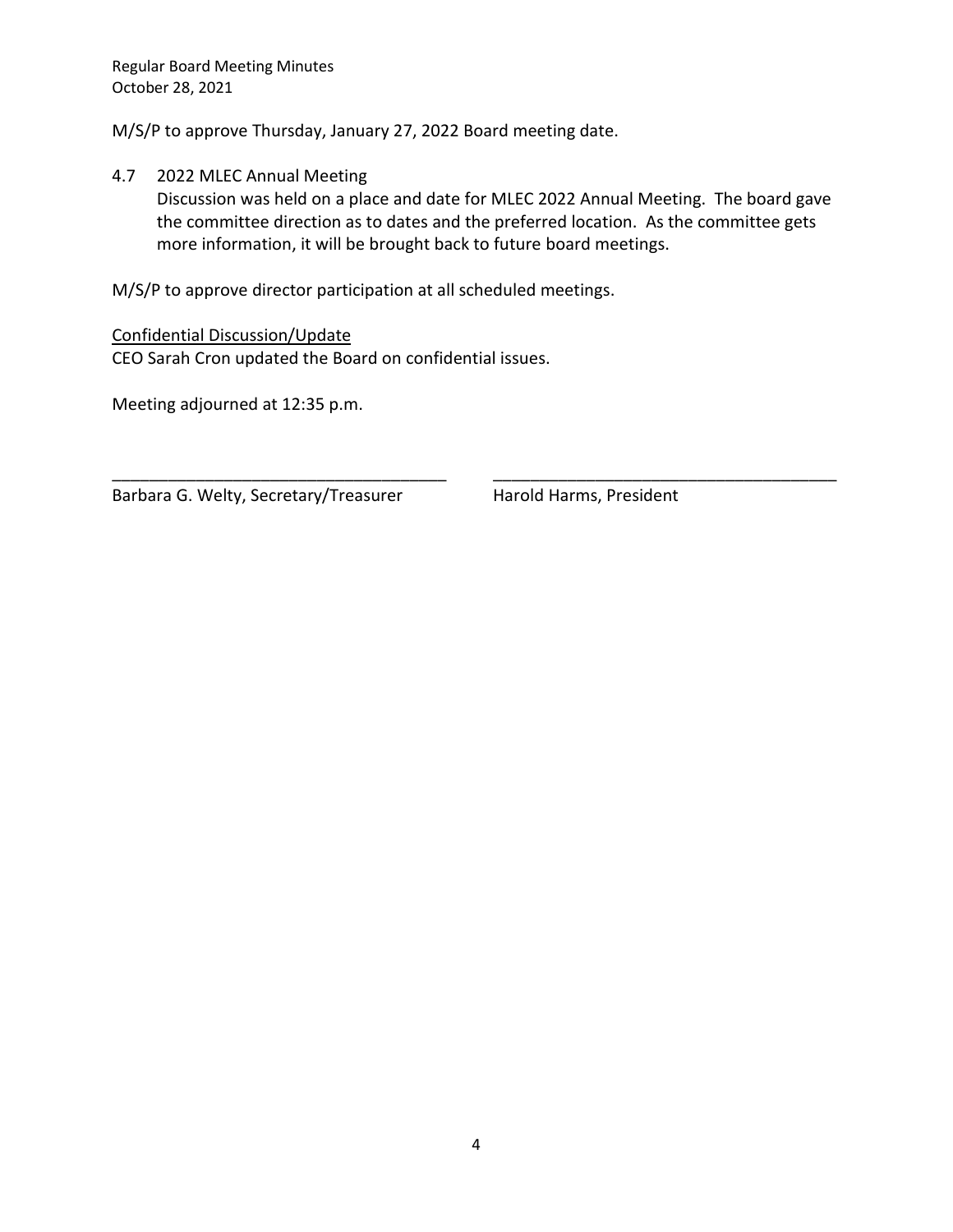M/S/P to approve Thursday, January 27, 2022 Board meeting date.

4.7 2022 MLEC Annual Meeting
Discussion was held on a place and date for MLEC 2022 Annual Meeting. The board gave the committee direction as to dates and the preferred location. As the committee gets more information, it will be brought back to future board meetings.

M/S/P to approve director participation at all scheduled meetings.

Confidential Discussion/Update
CEO Sarah Cron updated the Board on confidential issues.

Meeting adjourned at 12:35 p.m.

\_\_\_\_\_\_\_\_\_\_\_\_\_\_\_\_\_\_\_\_\_\_\_\_\_\_\_\_\_\_\_\_\_\_\_\_ \_\_\_\_\_\_\_\_\_\_\_\_\_\_\_\_\_\_\_\_\_\_\_\_\_\_\_\_\_\_\_\_\_\_\_\_

Barbara G. Welty, Secretary/Treasurer Harold Harms, President